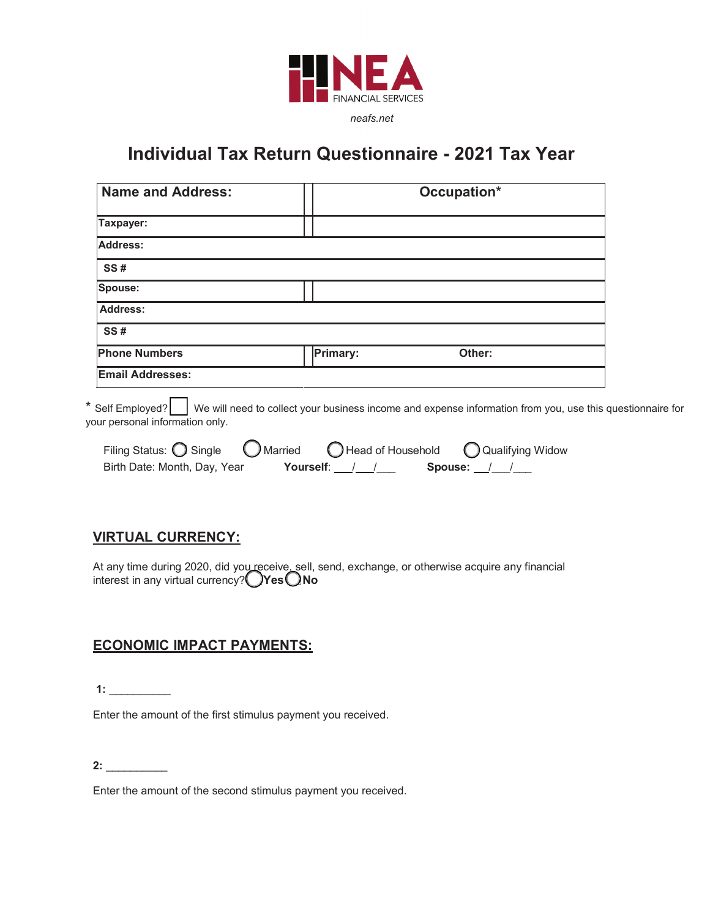NEA FINANCIAL SERVICES

*neafs.net*

# Individual Tax Return Questionnaire - 2021 Tax Year

| Name and Address: | Occupation* |
|---|---|
| Taxpayer: | |
| Address: | |
| SS # | |
| Spouse: | |
| Address: | |
| SS # | |
| Phone Numbers | Primary: Other: |
| Email Addresses: | |

* Self Employed? ☐ We will need to collect your business income and expense information from you, use this questionnaire for your personal information only.

Filing Status: ◯ Single ◯ Married ◯ Head of Household ◯ Qualifying Widow

Birth Date: Month, Day, Year **Yourself**: ___/___/___ **Spouse:** ___/___/___

## VIRTUAL CURRENCY:

At any time during 2020, did you receive, sell, send, exchange, or otherwise acquire any financial interest in any virtual currency? ◯ **Yes** ◯ **No**

## ECONOMIC IMPACT PAYMENTS:

**1:** __________

Enter the amount of the first stimulus payment you received.

**2:** __________

Enter the amount of the second stimulus payment you received.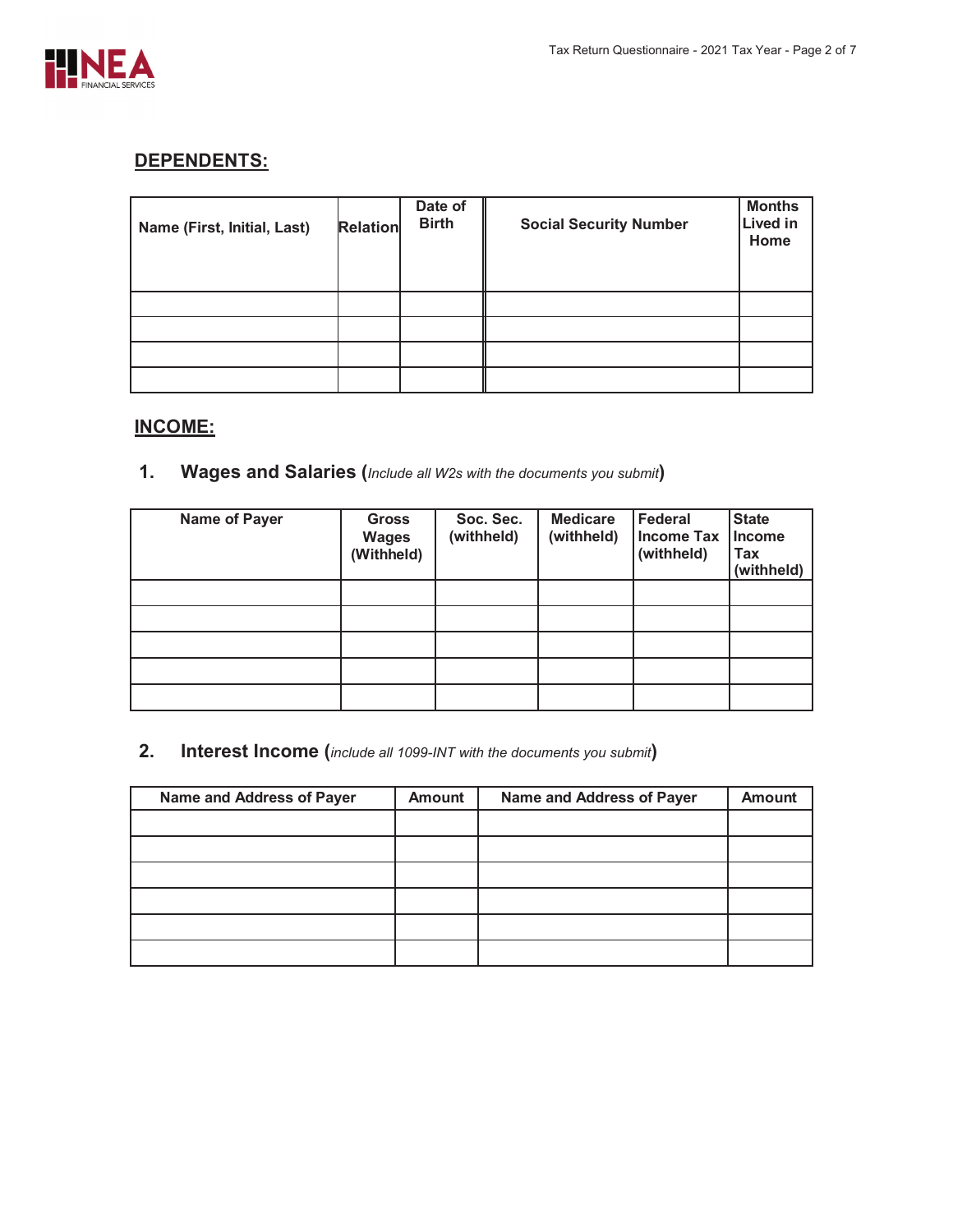## DEPENDENTS:

| Name (First, Initial, Last) | Relation | Date of Birth | Social Security Number | Months Lived in Home |
|---|---|---|---|---|
| | | | | |
| | | | | |
| | | | | |
| | | | | |

## INCOME:

### 1. Wages and Salaries (*Include all W2s with the documents you submit*)

| Name of Payer | Gross Wages (Withheld) | Soc. Sec. (withheld) | Medicare (withheld) | Federal Income Tax (withheld) | State Income Tax (withheld) |
|---|---|---|---|---|---|
| | | | | | |
| | | | | | |
| | | | | | |
| | | | | | |
| | | | | | |

### 2. Interest Income (*include all 1099-INT with the documents you submit*)

| Name and Address of Payer | Amount | Name and Address of Payer | Amount |
|---|---|---|---|
| | | | |
| | | | |
| | | | |
| | | | |
| | | | |
| | | | |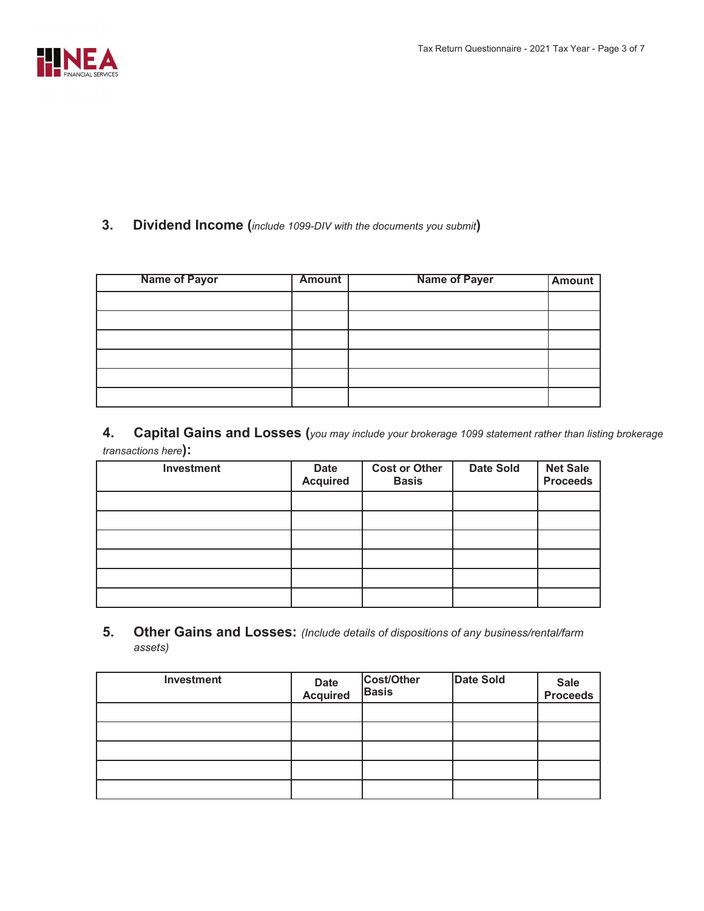## 3. Dividend Income (*include 1099-DIV with the documents you submit*)

| Name of Payor | Amount | Name of Payer | Amount |
|---|---|---|---|
| | | | |
| | | | |
| | | | |
| | | | |
| | | | |
| | | | |

## 4. Capital Gains and Losses (*you may include your brokerage 1099 statement rather than listing brokerage transactions here*):

| Investment | Date Acquired | Cost or Other Basis | Date Sold | Net Sale Proceeds |
|---|---|---|---|---|
| | | | | |
| | | | | |
| | | | | |
| | | | | |
| | | | | |
| | | | | |

## 5. Other Gains and Losses: *(Include details of dispositions of any business/rental/farm assets)*

| Investment | Date Acquired | Cost/Other Basis | Date Sold | Sale Proceeds |
|---|---|---|---|---|
| | | | | |
| | | | | |
| | | | | |
| | | | | |
| | | | | |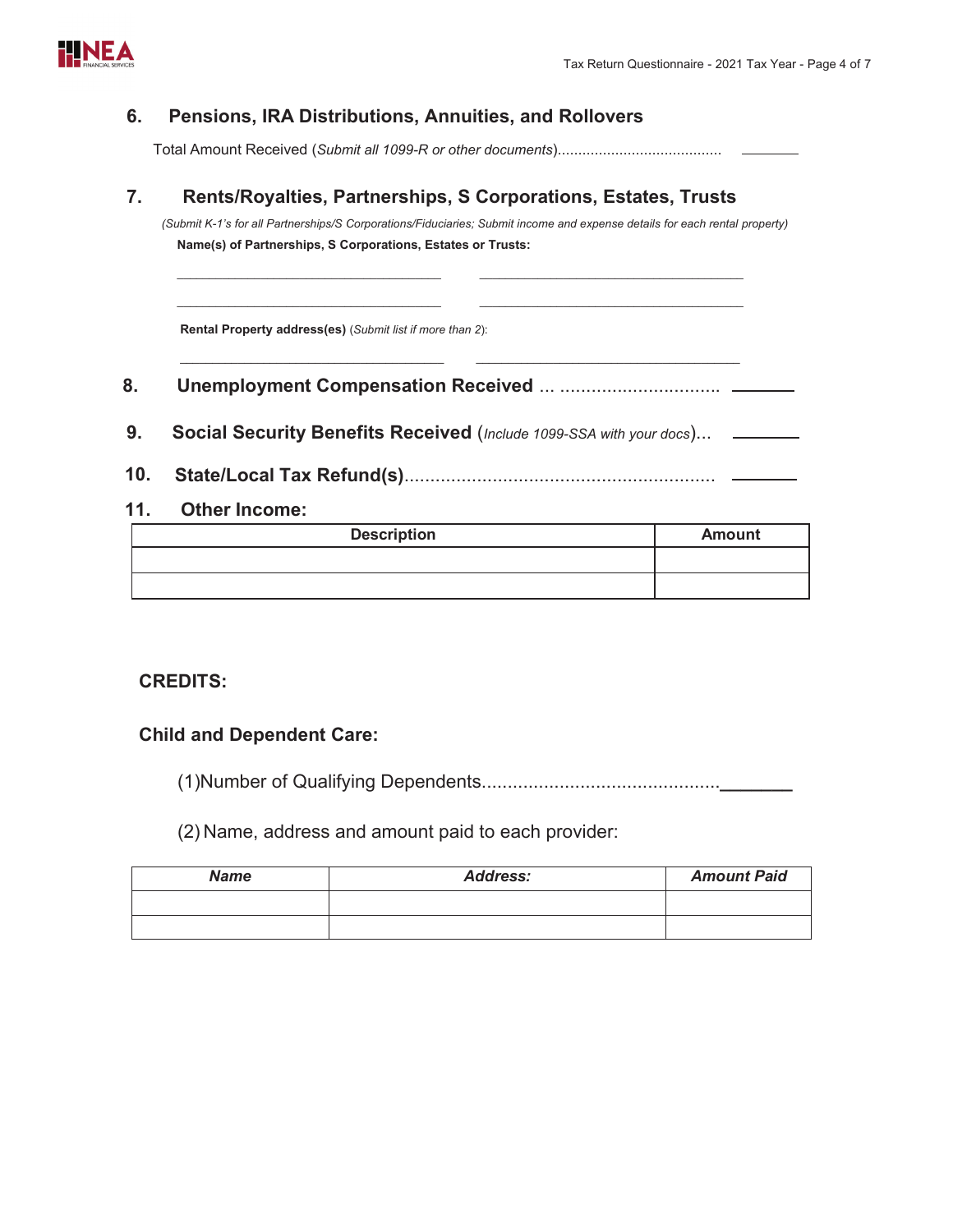## 6. Pensions, IRA Distributions, Annuities, and Rollovers

Total Amount Received (*Submit all 1099-R or other documents*)........................................ ________

## 7. Rents/Royalties, Partnerships, S Corporations, Estates, Trusts

*(Submit K-1's for all Partnerships/S Corporations/Fiduciaries; Submit income and expense details for each rental property)*

**Name(s) of Partnerships, S Corporations, Estates or Trusts:**

________________________________ ________________________________

________________________________ ________________________________

**Rental Property address(es)** (*Submit list if more than 2*):

________________________________ ________________________________

## 8. Unemployment Compensation Received ... ............................... ________

## 9. Social Security Benefits Received (*Include 1099-SSA with your docs*)... ________

## 10. State/Local Tax Refund(s)............................................................ ________

## 11. Other Income:

| Description | Amount |
|---|---|
| | |
| | |

## CREDITS:

### Child and Dependent Care:

(1)Number of Qualifying Dependents............................................. ________

(2) Name, address and amount paid to each provider:

| *Name* | *Address:* | *Amount Paid* |
|---|---|---|
| | | |
| | | |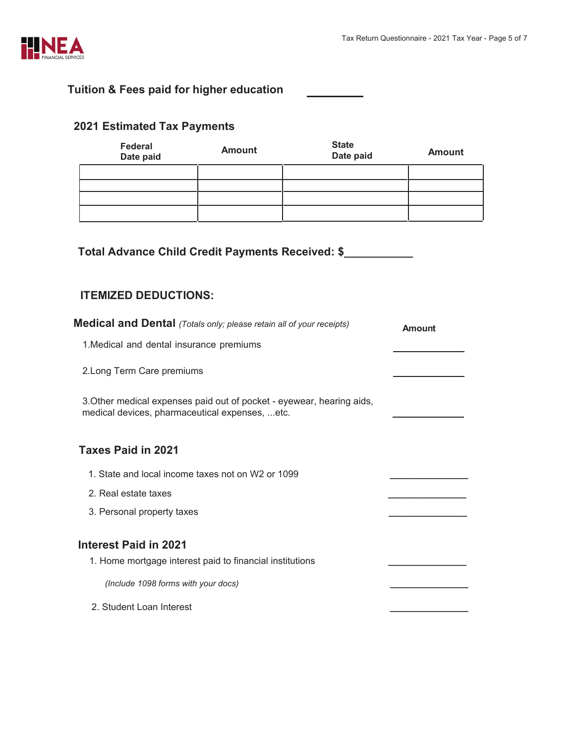**Tuition & Fees paid for higher education** \_\_\_\_\_\_\_\_\_

## 2021 Estimated Tax Payments

| Federal Date paid | Amount | State Date paid | Amount |
|---|---|---|---|
| | | | |
| | | | |
| | | | |
| | | | |

**Total Advance Child Credit Payments Received: $\_\_\_\_\_\_\_\_\_\_\_**

## ITEMIZED DEDUCTIONS:

### Medical and Dental *(Totals only; please retain all of your receipts)*

| | Amount |
|---|---|
| 1. Medical and dental insurance premiums | \_\_\_\_\_\_\_\_\_\_\_\_\_\_ |
| 2. Long Term Care premiums | \_\_\_\_\_\_\_\_\_\_\_\_\_\_ |
| 3. Other medical expenses paid out of pocket - eyewear, hearing aids, medical devices, pharmaceutical expenses, ...etc. | \_\_\_\_\_\_\_\_\_\_\_\_\_\_ |

### Taxes Paid in 2021

1. State and local income taxes not on W2 or 1099 \_\_\_\_\_\_\_\_\_\_\_\_\_\_\_
2. Real estate taxes \_\_\_\_\_\_\_\_\_\_\_\_\_\_\_
3. Personal property taxes \_\_\_\_\_\_\_\_\_\_\_\_\_\_\_

### Interest Paid in 2021

1. Home mortgage interest paid to financial institutions \_\_\_\_\_\_\_\_\_\_\_\_\_\_\_

   *(Include 1098 forms with your docs)* \_\_\_\_\_\_\_\_\_\_\_\_\_\_\_

2. Student Loan Interest \_\_\_\_\_\_\_\_\_\_\_\_\_\_\_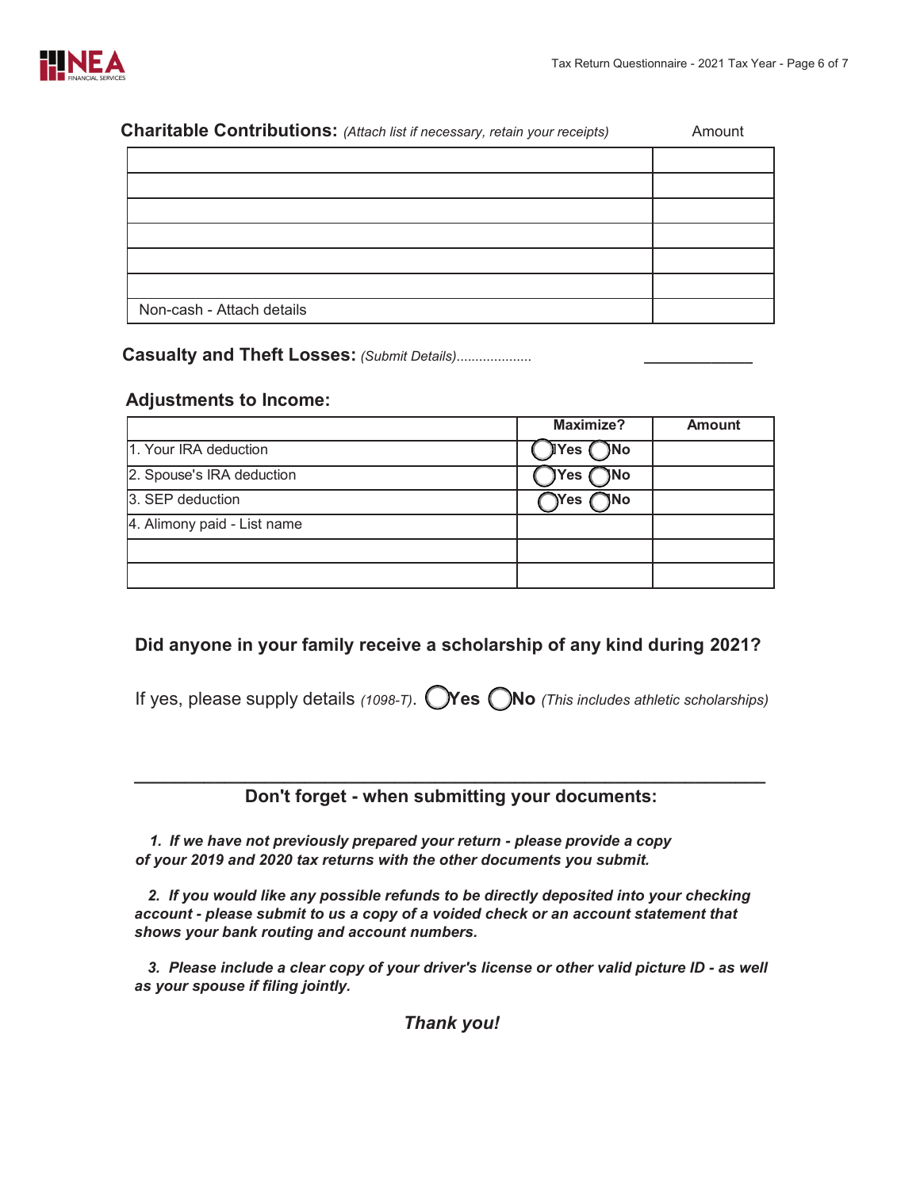## Charitable Contributions: *(Attach list if necessary, retain your receipts)*

| | Amount |
|---|---|
| | |
| | |
| | |
| | |
| | |
| | |
| Non-cash - Attach details | |

**Casualty and Theft Losses:** *(Submit Details)*.................... ____________

## Adjustments to Income:

| | Maximize? | Amount |
|---|---|---|
| 1. Your IRA deduction | ◯ Yes ◯ No | |
| 2. Spouse's IRA deduction | ◯ Yes ◯ No | |
| 3. SEP deduction | ◯ Yes ◯ No | |
| 4. Alimony paid - List name | | |
| | | |
| | | |

### Did anyone in your family receive a scholarship of any kind during 2021?

If yes, please supply details *(1098-T)*. ◯ **Yes** ◯ **No** *(This includes athletic scholarships)*

---

### Don't forget - when submitting your documents:

***1. If we have not previously prepared your return - please provide a copy of your 2019 and 2020 tax returns with the other documents you submit.***

***2. If you would like any possible refunds to be directly deposited into your checking account - please submit to us a copy of a voided check or an account statement that shows your bank routing and account numbers.***

***3. Please include a clear copy of your driver's license or other valid picture ID - as well as your spouse if filing jointly.***

***Thank you!***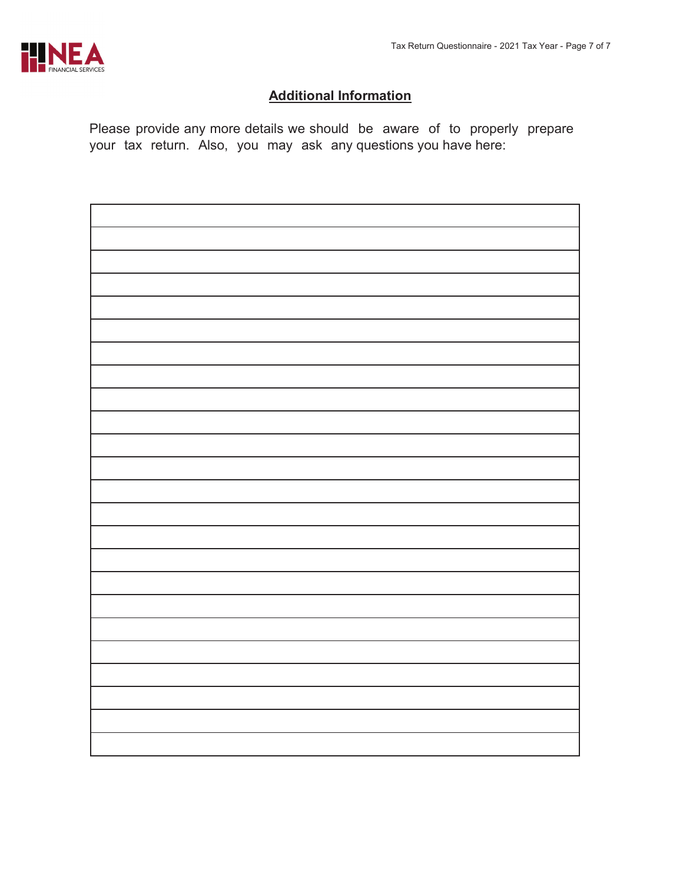## Additional Information

Please provide any more details we should be aware of to properly prepare your tax return. Also, you may ask any questions you have here:

| |
|---|
| |
| |
| |
| |
| |
| |
| |
| |
| |
| |
| |
| |
| |
| |
| |
| |
| |
| |
| |
| |
| |
| |
| |